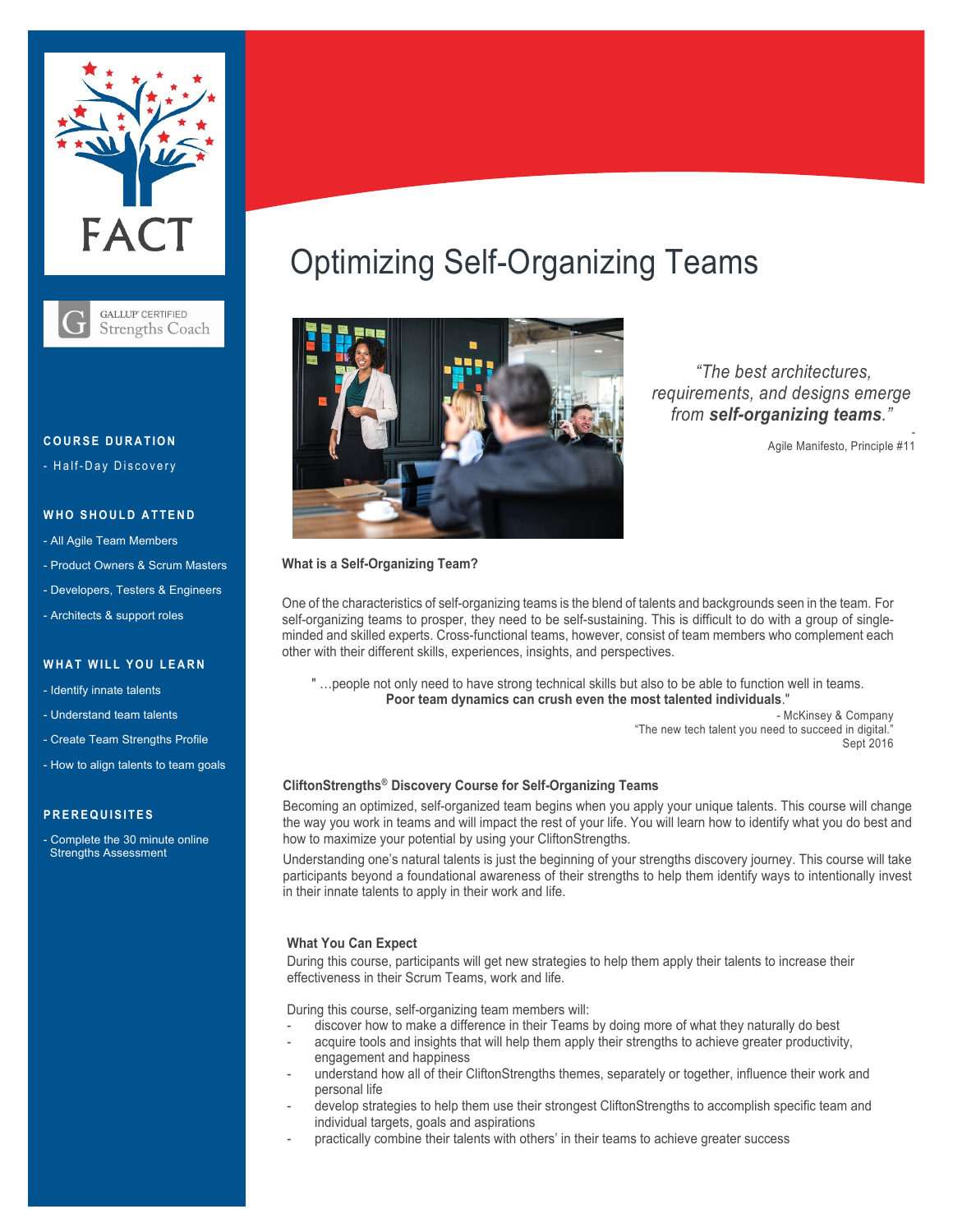FACT

GALLUP CERTIFIED Strengths Coach

**COURSE DURATION**

- Half-Day Discovery

**WHO SHOULD ATTEND**

- All Agile Team Members
- Product Owners & Scrum Masters
- Developers, Testers & Engineers
- Architects & support roles

**WHAT WILL YOU LEARN**

- Identify innate talents
- Understand team talents
- Create Team Strengths Profile
- How to align talents to team goals

**PREREQUISITES**

- Complete the 30 minute online Strengths Assessment

# Optimizing Self-Organizing Teams

*"The best architectures, requirements, and designs emerge from **self-organizing teams**."*

\- Agile Manifesto, Principle #11

**What is a Self-Organizing Team?**

One of the characteristics of self-organizing teams is the blend of talents and backgrounds seen in the team. For self-organizing teams to prosper, they need to be self-sustaining. This is difficult to do with a group of single-minded and skilled experts. Cross-functional teams, however, consist of team members who complement each other with their different skills, experiences, insights, and perspectives.

> " …people not only need to have strong technical skills but also to be able to function well in teams. **Poor team dynamics can crush even the most talented individuals**."
>
> \- McKinsey & Company
> "The new tech talent you need to succeed in digital."
> Sept 2016

**CliftonStrengths® Discovery Course for Self-Organizing Teams**

Becoming an optimized, self-organized team begins when you apply your unique talents. This course will change the way you work in teams and will impact the rest of your life. You will learn how to identify what you do best and how to maximize your potential by using your CliftonStrengths.

Understanding one's natural talents is just the beginning of your strengths discovery journey. This course will take participants beyond a foundational awareness of their strengths to help them identify ways to intentionally invest in their innate talents to apply in their work and life.

**What You Can Expect**

During this course, participants will get new strategies to help them apply their talents to increase their effectiveness in their Scrum Teams, work and life.

During this course, self-organizing team members will:

- discover how to make a difference in their Teams by doing more of what they naturally do best
- acquire tools and insights that will help them apply their strengths to achieve greater productivity, engagement and happiness
- understand how all of their CliftonStrengths themes, separately or together, influence their work and personal life
- develop strategies to help them use their strongest CliftonStrengths to accomplish specific team and individual targets, goals and aspirations
- practically combine their talents with others' in their teams to achieve greater success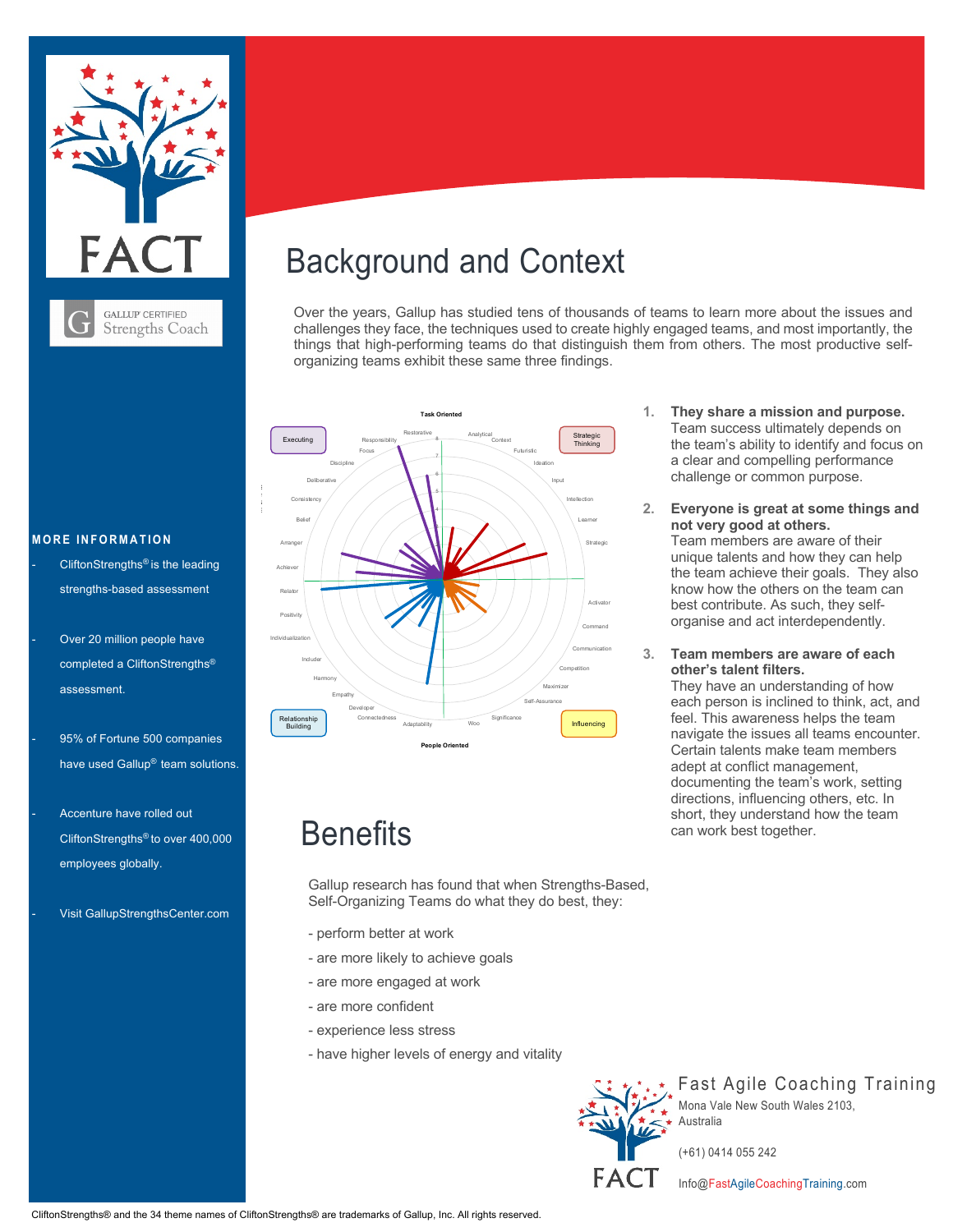FACT

GALLUP CERTIFIED Strengths Coach

# Background and Context

Over the years, Gallup has studied tens of thousands of teams to learn more about the issues and challenges they face, the techniques used to create highly engaged teams, and most importantly, the things that high-performing teams do that distinguish them from others. The most productive self-organizing teams exhibit these same three findings.

Task Oriented

Executing

Strategic Thinking

Restorative
Responsibility
Focus
Discipline
Deliberative
Consistency
Belief
Arranger
Achiever
Relator
Positivity
Individualization
Includer
Harmony
Empathy
Developer
Connectedness
Adaptability
Woo
Significance
Self-Assurance
Maximizer
Competition
Communication
Command
Activator
Strategic
Learner
Intellection
Input
Ideation
Futuristic
Context
Analytical

8
7
6
5
4

Relationship Building

Influencing

People Oriented

1. **They share a mission and purpose.** Team success ultimately depends on the team's ability to identify and focus on a clear and compelling performance challenge or common purpose.
2. **Everyone is great at some things and not very good at others.** Team members are aware of their unique talents and how they can help the team achieve their goals. They also know how the others on the team can best contribute. As such, they self-organise and act interdependently.
3. **Team members are aware of each other's talent filters.** They have an understanding of how each person is inclined to think, act, and feel. This awareness helps the team navigate the issues all teams encounter. Certain talents make team members adept at conflict management, documenting the team's work, setting directions, influencing others, etc. In short, they understand how the team can work best together.

## MORE INFORMATION

- CliftonStrengths® is the leading strengths-based assessment
- Over 20 million people have completed a CliftonStrengths® assessment.
- 95% of Fortune 500 companies have used Gallup® team solutions.
- Accenture have rolled out CliftonStrengths® to over 400,000 employees globally.
- Visit GallupStrengthsCenter.com

# Benefits

Gallup research has found that when Strengths-Based, Self-Organizing Teams do what they do best, they:

- perform better at work
- are more likely to achieve goals
- are more engaged at work
- are more confident
- experience less stress
- have higher levels of energy and vitality

Fast Agile Coaching Training

Mona Vale New South Wales 2103, Australia

(+61) 0414 055 242

Info@FastAgileCoachingTraining.com

CliftonStrengths® and the 34 theme names of CliftonStrengths® are trademarks of Gallup, Inc. All rights reserved.